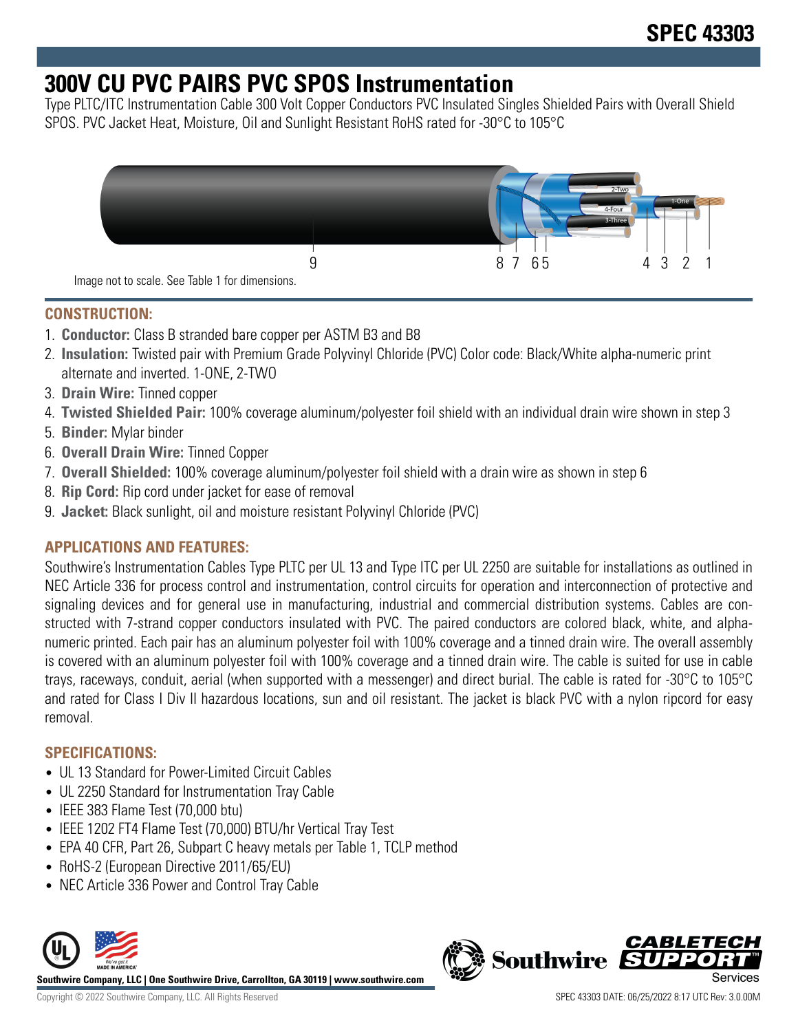# SPEC 43303

# 300V CU PVC PAIRS PVC SPOS Instrumentation

Type PLTC/ITC Instrumentation Cable 300 Volt Copper Conductors PVC Insulated Singles Shielded Pairs with Overall Shield SPOS. PVC Jacket Heat, Moisture, Oil and Sunlight Resistant RoHS rated for -30°C to 105°C

Image not to scale. See Table 1 for dimensions.

## CONSTRUCTION:

1. **Conductor:** Class B stranded bare copper per ASTM B3 and B8
2. **Insulation:** Twisted pair with Premium Grade Polyvinyl Chloride (PVC) Color code: Black/White alpha-numeric print alternate and inverted. 1-ONE, 2-TWO
3. **Drain Wire:** Tinned copper
4. **Twisted Shielded Pair:** 100% coverage aluminum/polyester foil shield with an individual drain wire shown in step 3
5. **Binder:** Mylar binder
6. **Overall Drain Wire:** Tinned Copper
7. **Overall Shielded:** 100% coverage aluminum/polyester foil shield with a drain wire as shown in step 6
8. **Rip Cord:** Rip cord under jacket for ease of removal
9. **Jacket:** Black sunlight, oil and moisture resistant Polyvinyl Chloride (PVC)

## APPLICATIONS AND FEATURES:

Southwire's Instrumentation Cables Type PLTC per UL 13 and Type ITC per UL 2250 are suitable for installations as outlined in NEC Article 336 for process control and instrumentation, control circuits for operation and interconnection of protective and signaling devices and for general use in manufacturing, industrial and commercial distribution systems. Cables are constructed with 7-strand copper conductors insulated with PVC. The paired conductors are colored black, white, and alpha-numeric printed. Each pair has an aluminum polyester foil with 100% coverage and a tinned drain wire. The overall assembly is covered with an aluminum polyester foil with 100% coverage and a tinned drain wire. The cable is suited for use in cable trays, raceways, conduit, aerial (when supported with a messenger) and direct burial. The cable is rated for -30°C to 105°C and rated for Class I Div II hazardous locations, sun and oil resistant. The jacket is black PVC with a nylon ripcord for easy removal.

## SPECIFICATIONS:

- UL 13 Standard for Power-Limited Circuit Cables
- UL 2250 Standard for Instrumentation Tray Cable
- IEEE 383 Flame Test (70,000 btu)
- IEEE 1202 FT4 Flame Test (70,000) BTU/hr Vertical Tray Test
- EPA 40 CFR, Part 26, Subpart C heavy metals per Table 1, TCLP method
- RoHS-2 (European Directive 2011/65/EU)
- NEC Article 336 Power and Control Tray Cable

Southwire Company, LLC | One Southwire Drive, Carrollton, GA 30119 | www.southwire.com

Copyright © 2022 Southwire Company, LLC. All Rights Reserved

SPEC 43303 DATE: 06/25/2022 8:17 UTC Rev: 3.0.00M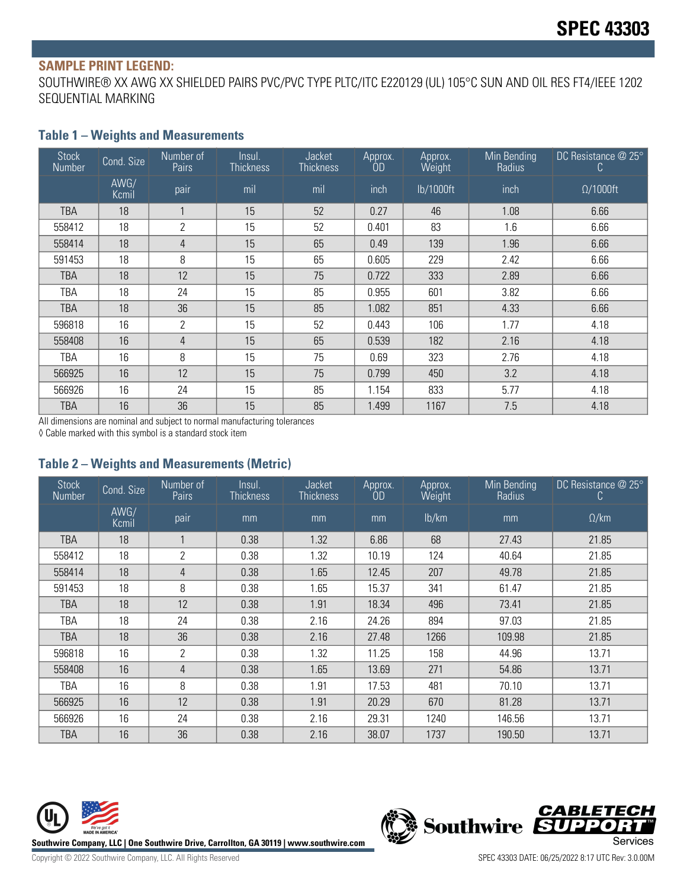# SPEC 43303

**SAMPLE PRINT LEGEND:**

SOUTHWIRE® XX AWG XX SHIELDED PAIRS PVC/PVC TYPE PLTC/ITC E220129 (UL) 105°C SUN AND OIL RES FT4/IEEE 1202 SEQUENTIAL MARKING

## Table 1 – Weights and Measurements

| Stock Number | Cond. Size | Number of Pairs | Insul. Thickness | Jacket Thickness | Approx. OD | Approx. Weight | Min Bending Radius | DC Resistance @ 25° C |
|---|---|---|---|---|---|---|---|---|
| | AWG/ Kcmil | pair | mil | mil | inch | lb/1000ft | inch | Ω/1000ft |
| TBA | 18 | 1 | 15 | 52 | 0.27 | 46 | 1.08 | 6.66 |
| 558412 | 18 | 2 | 15 | 52 | 0.401 | 83 | 1.6 | 6.66 |
| 558414 | 18 | 4 | 15 | 65 | 0.49 | 139 | 1.96 | 6.66 |
| 591453 | 18 | 8 | 15 | 65 | 0.605 | 229 | 2.42 | 6.66 |
| TBA | 18 | 12 | 15 | 75 | 0.722 | 333 | 2.89 | 6.66 |
| TBA | 18 | 24 | 15 | 85 | 0.955 | 601 | 3.82 | 6.66 |
| TBA | 18 | 36 | 15 | 85 | 1.082 | 851 | 4.33 | 6.66 |
| 596818 | 16 | 2 | 15 | 52 | 0.443 | 106 | 1.77 | 4.18 |
| 558408 | 16 | 4 | 15 | 65 | 0.539 | 182 | 2.16 | 4.18 |
| TBA | 16 | 8 | 15 | 75 | 0.69 | 323 | 2.76 | 4.18 |
| 566925 | 16 | 12 | 15 | 75 | 0.799 | 450 | 3.2 | 4.18 |
| 566926 | 16 | 24 | 15 | 85 | 1.154 | 833 | 5.77 | 4.18 |
| TBA | 16 | 36 | 15 | 85 | 1.499 | 1167 | 7.5 | 4.18 |

All dimensions are nominal and subject to normal manufacturing tolerances

◊ Cable marked with this symbol is a standard stock item

## Table 2 – Weights and Measurements (Metric)

| Stock Number | Cond. Size | Number of Pairs | Insul. Thickness | Jacket Thickness | Approx. OD | Approx. Weight | Min Bending Radius | DC Resistance @ 25° C |
|---|---|---|---|---|---|---|---|---|
| | AWG/ Kcmil | pair | mm | mm | mm | lb/km | mm | Ω/km |
| TBA | 18 | 1 | 0.38 | 1.32 | 6.86 | 68 | 27.43 | 21.85 |
| 558412 | 18 | 2 | 0.38 | 1.32 | 10.19 | 124 | 40.64 | 21.85 |
| 558414 | 18 | 4 | 0.38 | 1.65 | 12.45 | 207 | 49.78 | 21.85 |
| 591453 | 18 | 8 | 0.38 | 1.65 | 15.37 | 341 | 61.47 | 21.85 |
| TBA | 18 | 12 | 0.38 | 1.91 | 18.34 | 496 | 73.41 | 21.85 |
| TBA | 18 | 24 | 0.38 | 2.16 | 24.26 | 894 | 97.03 | 21.85 |
| TBA | 18 | 36 | 0.38 | 2.16 | 27.48 | 1266 | 109.98 | 21.85 |
| 596818 | 16 | 2 | 0.38 | 1.32 | 11.25 | 158 | 44.96 | 13.71 |
| 558408 | 16 | 4 | 0.38 | 1.65 | 13.69 | 271 | 54.86 | 13.71 |
| TBA | 16 | 8 | 0.38 | 1.91 | 17.53 | 481 | 70.10 | 13.71 |
| 566925 | 16 | 12 | 0.38 | 1.91 | 20.29 | 670 | 81.28 | 13.71 |
| 566926 | 16 | 24 | 0.38 | 2.16 | 29.31 | 1240 | 146.56 | 13.71 |
| TBA | 16 | 36 | 0.38 | 2.16 | 38.07 | 1737 | 190.50 | 13.71 |

Southwire Company, LLC | One Southwire Drive, Carrollton, GA 30119 | www.southwire.com

Copyright © 2022 Southwire Company, LLC. All Rights Reserved

SPEC 43303 DATE: 06/25/2022 8:17 UTC Rev: 3.0.00M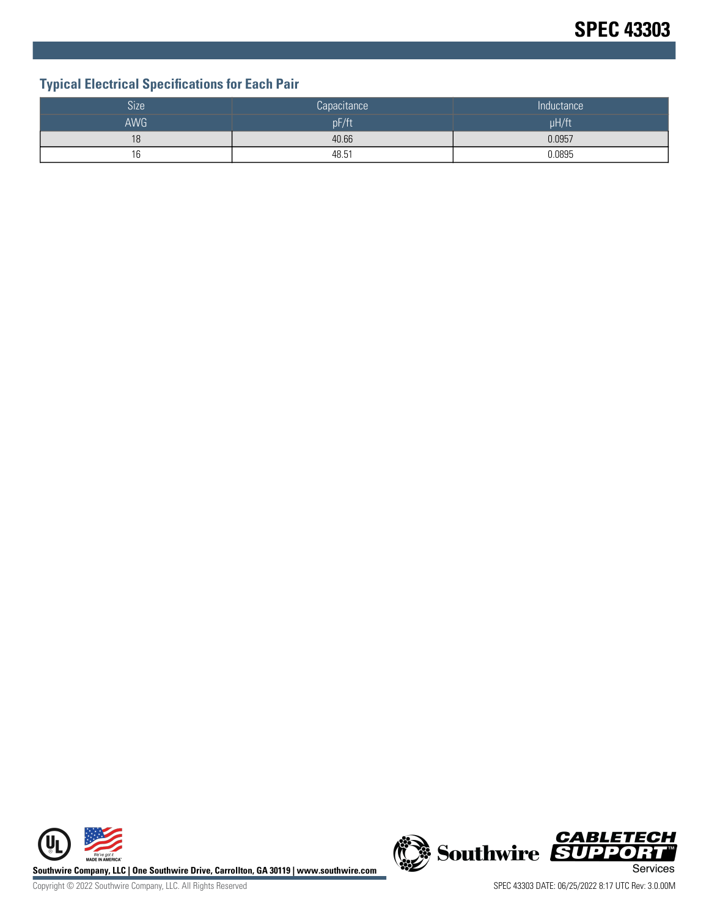## Typical Electrical Specifications for Each Pair

| Size | Capacitance | Inductance |
|---|---|---|
| AWG | pF/ft | μH/ft |
| 18 | 40.66 | 0.0957 |
| 16 | 48.51 | 0.0895 |